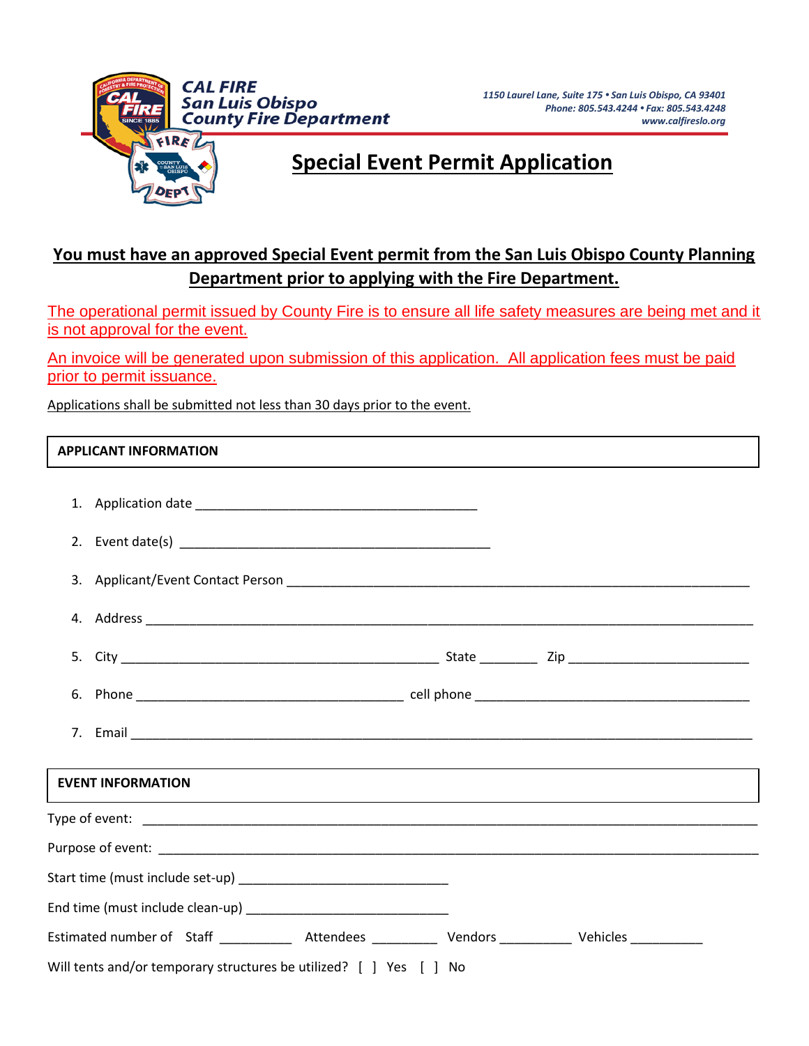**CAL FIRE**
**San Luis Obispo**
**County Fire Department**

*1150 Laurel Lane, Suite 175 • San Luis Obispo, CA 93401*
*Phone: 805.543.4244 • Fax: 805.543.4248*
*www.calfireslo.org*

# Special Event Permit Application

**You must have an approved Special Event permit from the San Luis Obispo County Planning Department prior to applying with the Fire Department.**

The operational permit issued by County Fire is to ensure all life safety measures are being met and it is not approval for the event.

An invoice will be generated upon submission of this application. All application fees must be paid prior to permit issuance.

Applications shall be submitted not less than 30 days prior to the event.

## APPLICANT INFORMATION

1. Application date ________________________________________
2. Event date(s) ____________________________________________
3. Applicant/Event Contact Person ______________________________________________________________
4. Address ____________________________________________________________________________________
5. City ______________________________________________ State ________ Zip _________________________
6. Phone ______________________________________ cell phone ______________________________________
7. Email _______________________________________________________________________________________

## EVENT INFORMATION

Type of event: ______________________________________________________________________________________

Purpose of event: ____________________________________________________________________________________

Start time (must include set-up) _____________________________

End time (must include clean-up) ____________________________

Estimated number of Staff __________ Attendees _________ Vendors __________ Vehicles __________

Will tents and/or temporary structures be utilized? [ ] Yes [ ] No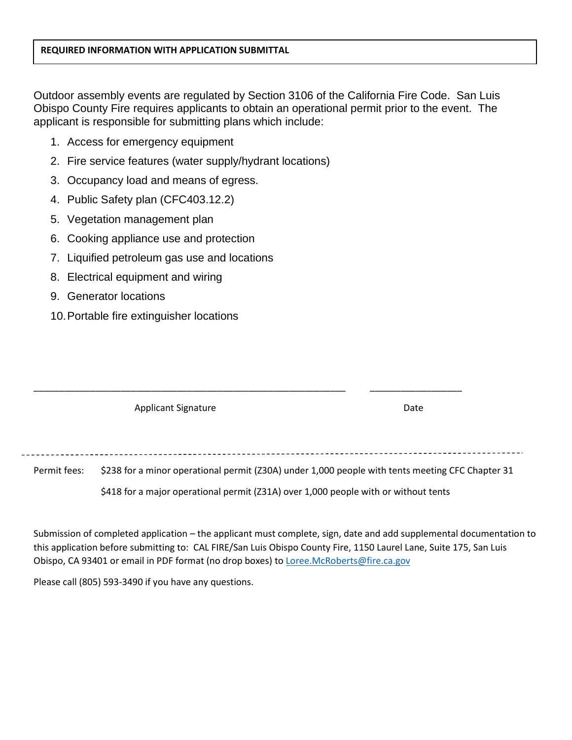**REQUIRED INFORMATION WITH APPLICATION SUBMITTAL**

Outdoor assembly events are regulated by Section 3106 of the California Fire Code. San Luis Obispo County Fire requires applicants to obtain an operational permit prior to the event. The applicant is responsible for submitting plans which include:

1. Access for emergency equipment
2. Fire service features (water supply/hydrant locations)
3. Occupancy load and means of egress.
4. Public Safety plan (CFC403.12.2)
5. Vegetation management plan
6. Cooking appliance use and protection
7. Liquified petroleum gas use and locations
8. Electrical equipment and wiring
9. Generator locations
10. Portable fire extinguisher locations

\_\_\_\_\_\_\_\_\_\_\_\_\_\_\_\_\_\_\_\_\_\_\_\_\_\_\_\_\_\_\_\_\_\_\_\_\_\_\_\_\_\_\_\_\_\_\_\_\_\_\_\_\_\_\_\_ \_\_\_\_\_\_\_\_\_\_\_\_\_\_\_\_\_\_\_

Applicant Signature Date

---

Permit fees: $238 for a minor operational permit (Z30A) under 1,000 people with tents meeting CFC Chapter 31

$418 for a major operational permit (Z31A) over 1,000 people with or without tents

Submission of completed application – the applicant must complete, sign, date and add supplemental documentation to this application before submitting to: CAL FIRE/San Luis Obispo County Fire, 1150 Laurel Lane, Suite 175, San Luis Obispo, CA 93401 or email in PDF format (no drop boxes) to Loree.McRoberts@fire.ca.gov

Please call (805) 593-3490 if you have any questions.